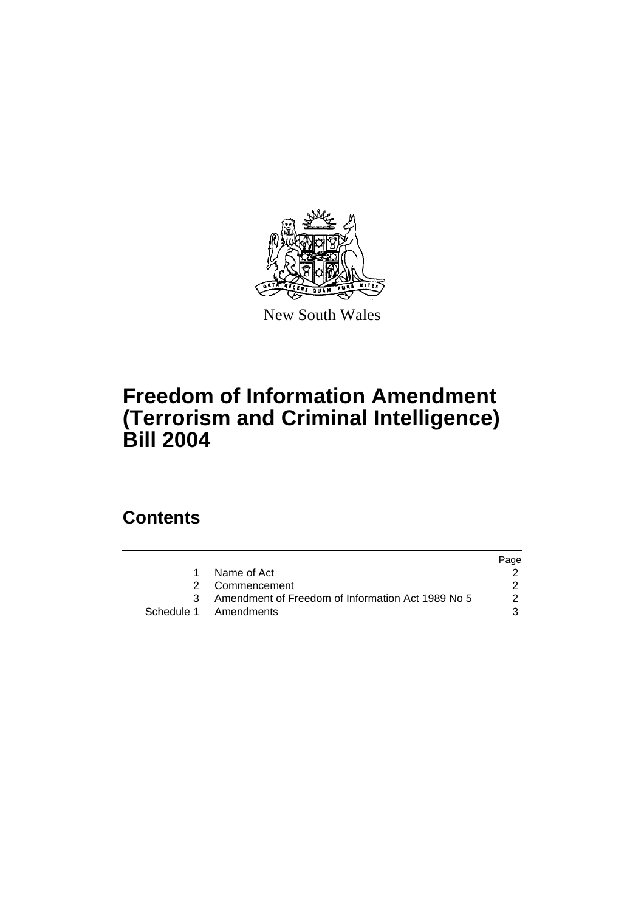New South Wales

# Freedom of Information Amendment (Terrorism and Criminal Intelligence) Bill 2004

## Contents

| | | Page |
|---|---|---|
| 1 | Name of Act | 2 |
| 2 | Commencement | 2 |
| 3 | Amendment of Freedom of Information Act 1989 No 5 | 2 |
| Schedule 1 | Amendments | 3 |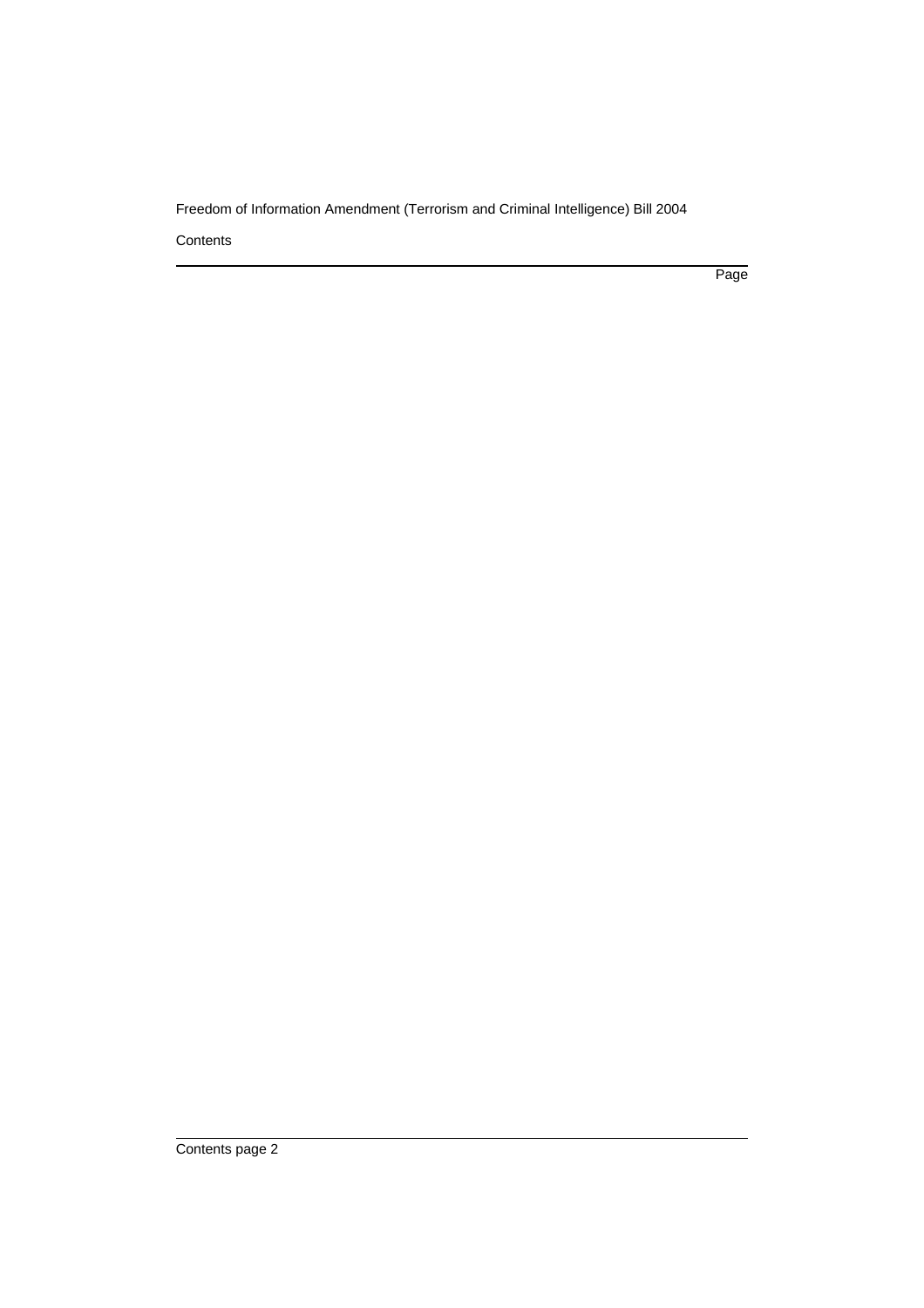Contents

Page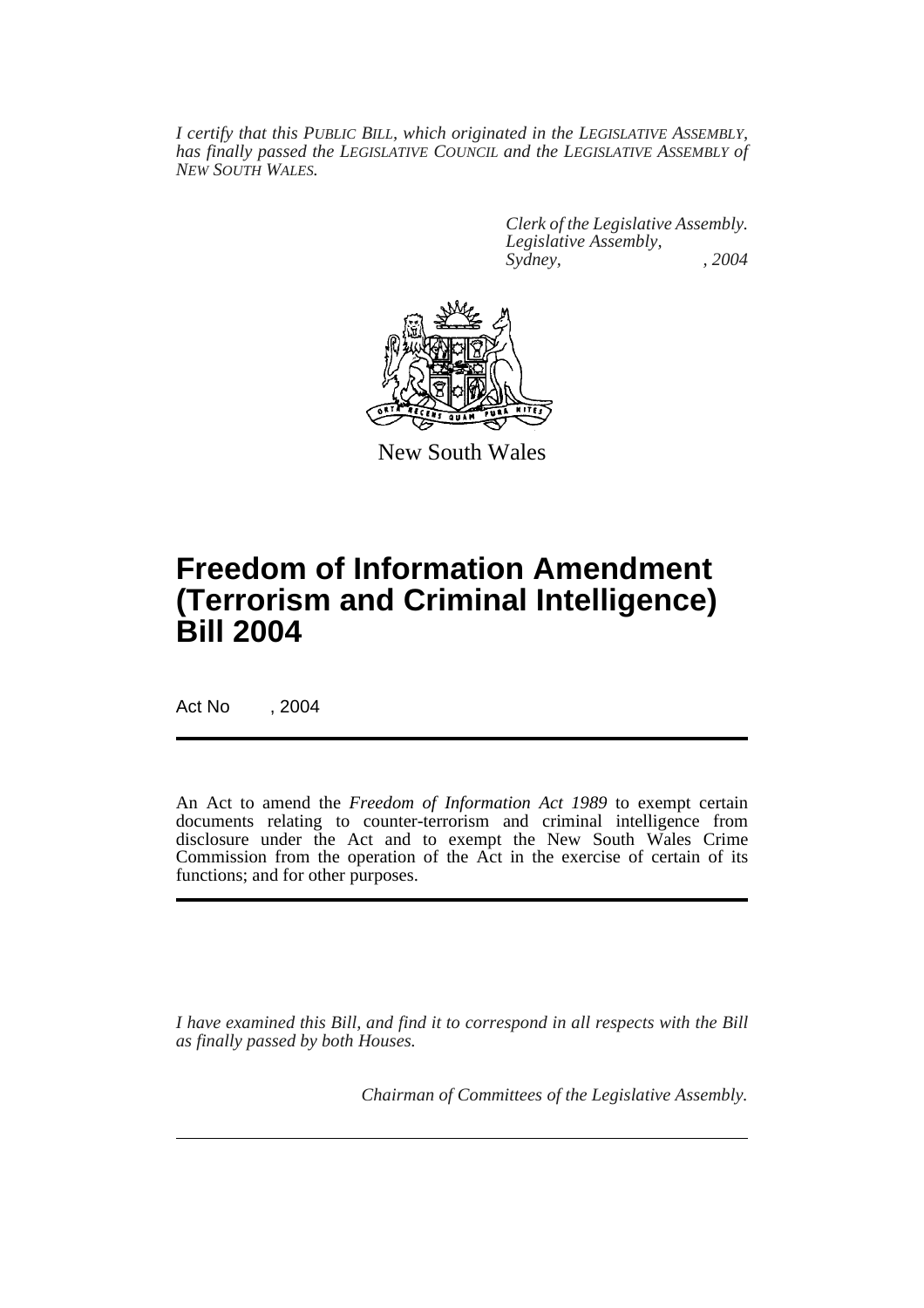*I certify that this PUBLIC BILL, which originated in the LEGISLATIVE ASSEMBLY, has finally passed the LEGISLATIVE COUNCIL and the LEGISLATIVE ASSEMBLY of NEW SOUTH WALES.*

*Clerk of the Legislative Assembly.*
*Legislative Assembly,*
*Sydney, , 2004*

New South Wales

# Freedom of Information Amendment (Terrorism and Criminal Intelligence) Bill 2004

Act No , 2004

An Act to amend the *Freedom of Information Act 1989* to exempt certain documents relating to counter-terrorism and criminal intelligence from disclosure under the Act and to exempt the New South Wales Crime Commission from the operation of the Act in the exercise of certain of its functions; and for other purposes.

*I have examined this Bill, and find it to correspond in all respects with the Bill as finally passed by both Houses.*

*Chairman of Committees of the Legislative Assembly.*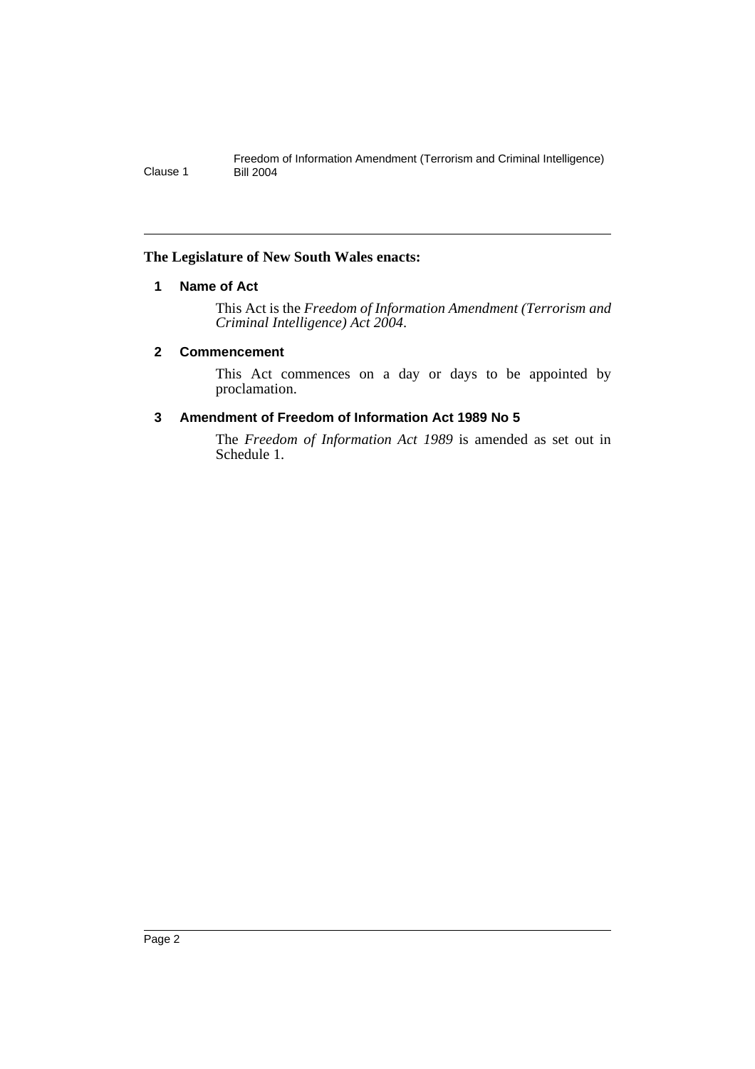**The Legislature of New South Wales enacts:**

### 1 Name of Act

This Act is the *Freedom of Information Amendment (Terrorism and Criminal Intelligence) Act 2004*.

### 2 Commencement

This Act commences on a day or days to be appointed by proclamation.

### 3 Amendment of Freedom of Information Act 1989 No 5

The *Freedom of Information Act 1989* is amended as set out in Schedule 1.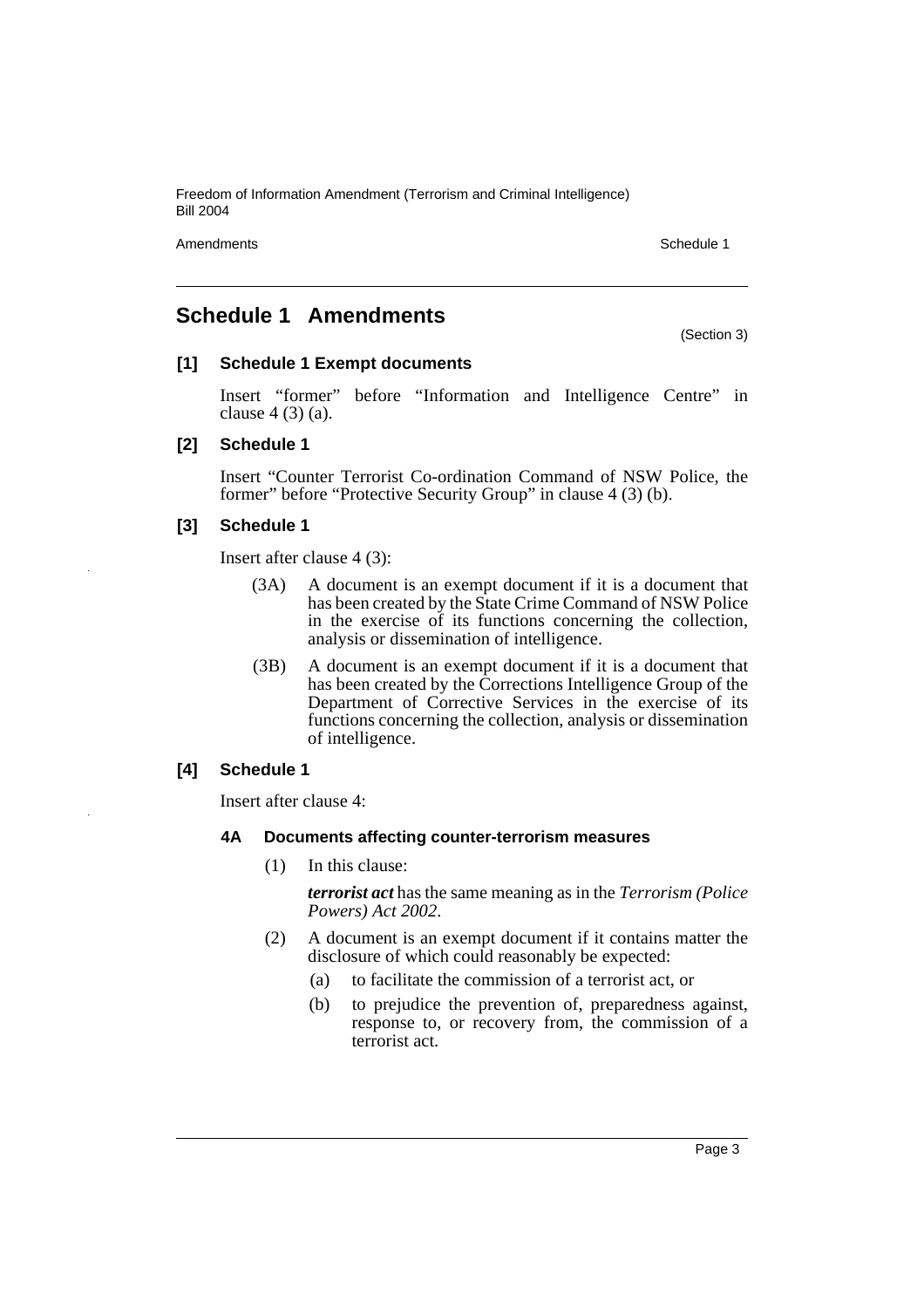## Schedule 1 Amendments

(Section 3)

### [1] Schedule 1 Exempt documents

Insert "former" before "Information and Intelligence Centre" in clause 4 (3) (a).

### [2] Schedule 1

Insert "Counter Terrorist Co-ordination Command of NSW Police, the former" before "Protective Security Group" in clause 4 (3) (b).

### [3] Schedule 1

Insert after clause 4 (3):

(3A) A document is an exempt document if it is a document that has been created by the State Crime Command of NSW Police in the exercise of its functions concerning the collection, analysis or dissemination of intelligence.

(3B) A document is an exempt document if it is a document that has been created by the Corrections Intelligence Group of the Department of Corrective Services in the exercise of its functions concerning the collection, analysis or dissemination of intelligence.

### [4] Schedule 1

Insert after clause 4:

#### 4A Documents affecting counter-terrorism measures

(1) In this clause:

***terrorist act*** has the same meaning as in the *Terrorism (Police Powers) Act 2002*.

(2) A document is an exempt document if it contains matter the disclosure of which could reasonably be expected:

(a) to facilitate the commission of a terrorist act, or

(b) to prejudice the prevention of, preparedness against, response to, or recovery from, the commission of a terrorist act.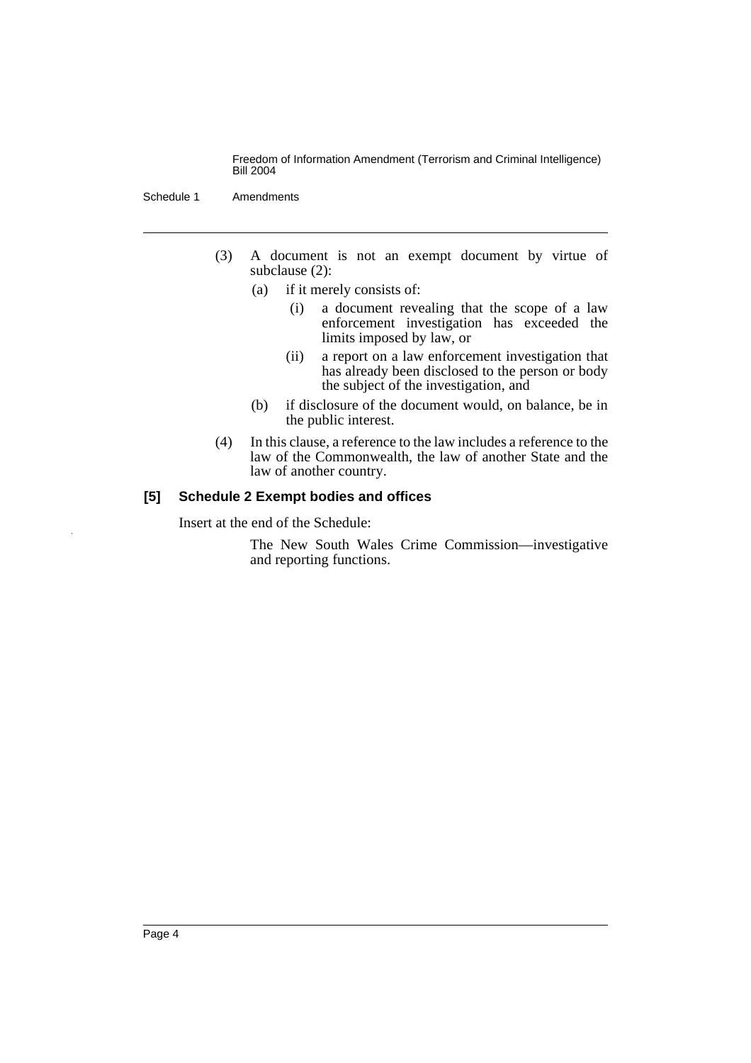(3) A document is not an exempt document by virtue of subclause (2):

(a) if it merely consists of:

(i) a document revealing that the scope of a law enforcement investigation has exceeded the limits imposed by law, or

(ii) a report on a law enforcement investigation that has already been disclosed to the person or body the subject of the investigation, and

(b) if disclosure of the document would, on balance, be in the public interest.

(4) In this clause, a reference to the law includes a reference to the law of the Commonwealth, the law of another State and the law of another country.

**[5] Schedule 2 Exempt bodies and offices**

Insert at the end of the Schedule:

The New South Wales Crime Commission—investigative and reporting functions.